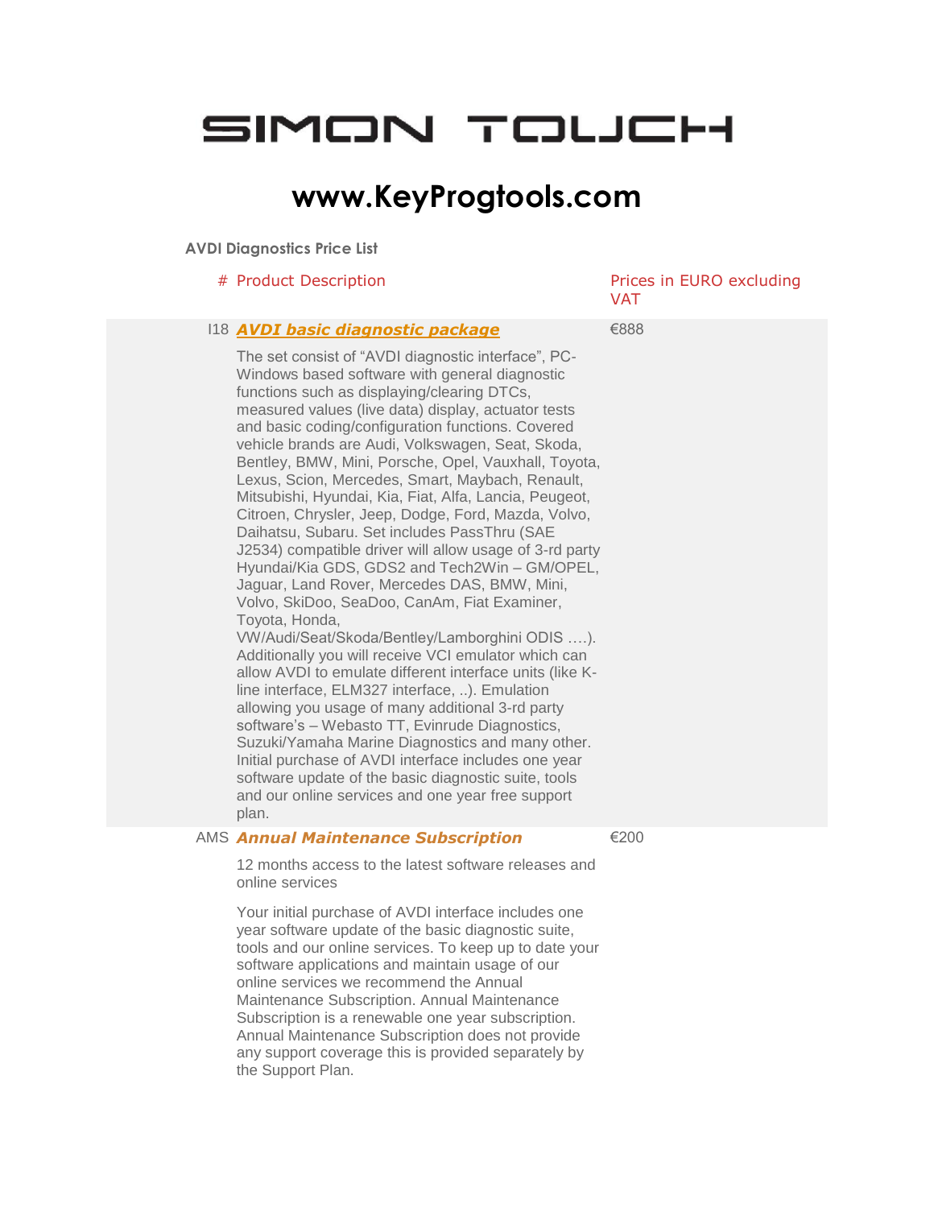# SIMON TOUCH

## www.KeyProgtools.com

**AVDI Diagnostics Price List**

| # | Product Description | Prices in EURO excluding VAT |
|---|---|---|
| I18 | ***AVDI basic diagnostic package*** | €888 |
| | The set consist of “AVDI diagnostic interface”, PC-Windows based software with general diagnostic functions such as displaying/clearing DTCs, measured values (live data) display, actuator tests and basic coding/configuration functions. Covered vehicle brands are Audi, Volkswagen, Seat, Skoda, Bentley, BMW, Mini, Porsche, Opel, Vauxhall, Toyota, Lexus, Scion, Mercedes, Smart, Maybach, Renault, Mitsubishi, Hyundai, Kia, Fiat, Alfa, Lancia, Peugeot, Citroen, Chrysler, Jeep, Dodge, Ford, Mazda, Volvo, Daihatsu, Subaru. Set includes PassThru (SAE J2534) compatible driver will allow usage of 3-rd party Hyundai/Kia GDS, GDS2 and Tech2Win – GM/OPEL, Jaguar, Land Rover, Mercedes DAS, BMW, Mini, Volvo, SkiDoo, SeaDoo, CanAm, Fiat Examiner, Toyota, Honda, VW/Audi/Seat/Skoda/Bentley/Lamborghini ODIS ….). Additionally you will receive VCI emulator which can allow AVDI to emulate different interface units (like K-line interface, ELM327 interface, ..). Emulation allowing you usage of many additional 3-rd party software’s – Webasto TT, Evinrude Diagnostics, Suzuki/Yamaha Marine Diagnostics and many other. Initial purchase of AVDI interface includes one year software update of the basic diagnostic suite, tools and our online services and one year free support plan. | |
| AMS | ***Annual Maintenance Subscription*** | €200 |
| | 12 months access to the latest software releases and online services<br><br>Your initial purchase of AVDI interface includes one year software update of the basic diagnostic suite, tools and our online services. To keep up to date your software applications and maintain usage of our online services we recommend the Annual Maintenance Subscription. Annual Maintenance Subscription is a renewable one year subscription. Annual Maintenance Subscription does not provide any support coverage this is provided separately by the Support Plan. | |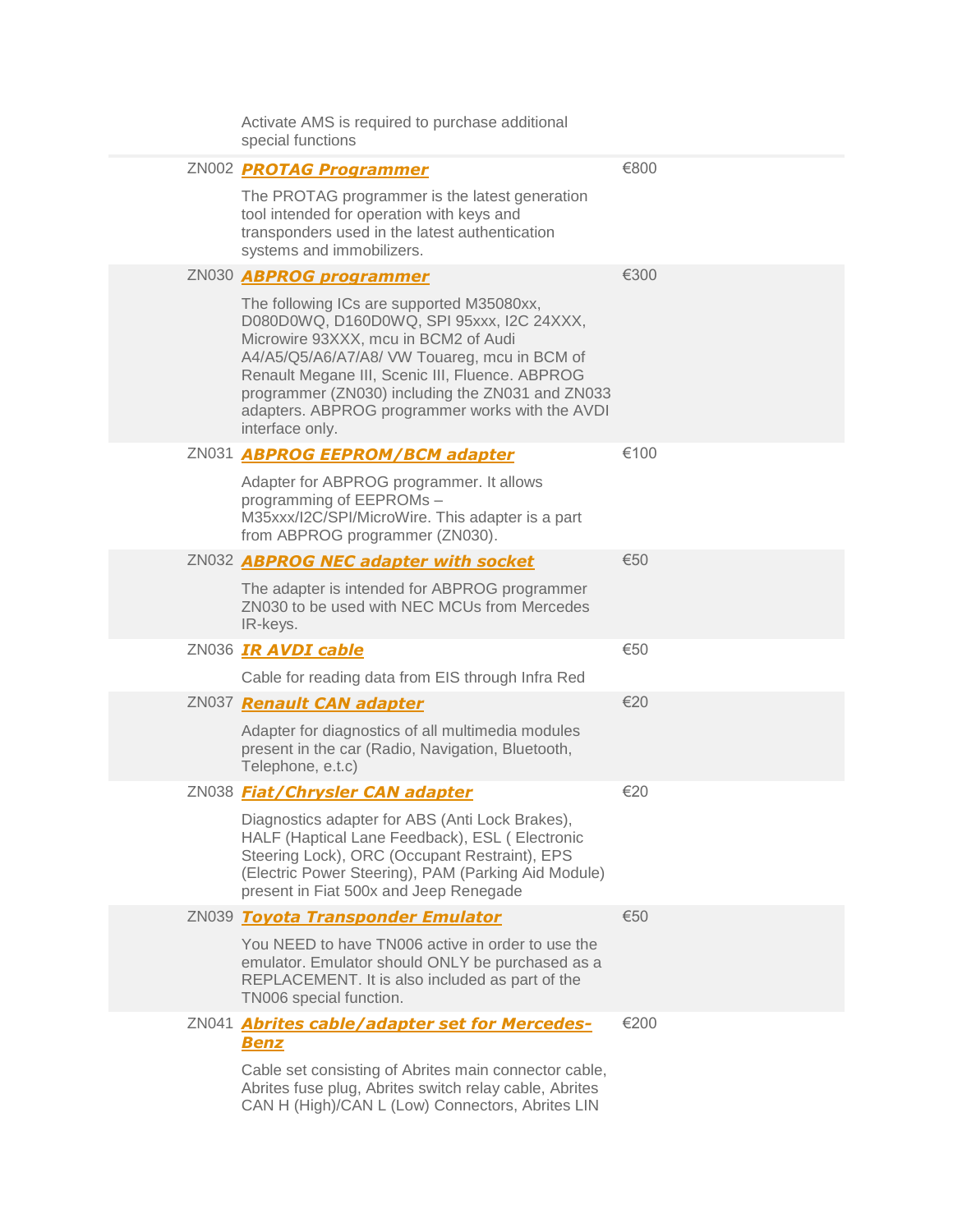| | | |
|---|---|---|
| | Activate AMS is required to purchase additional special functions | |
| ZN002 | ***PROTAG Programmer***<br><br>The PROTAG programmer is the latest generation tool intended for operation with keys and transponders used in the latest authentication systems and immobilizers. | €800 |
| ZN030 | ***ABPROG programmer***<br><br>The following ICs are supported M35080xx, D080D0WQ, D160D0WQ, SPI 95xxx, I2C 24XXX, Microwire 93XXX, mcu in BCM2 of Audi A4/A5/Q5/A6/A7/A8/ VW Touareg, mcu in BCM of Renault Megane III, Scenic III, Fluence. ABPROG programmer (ZN030) including the ZN031 and ZN033 adapters. ABPROG programmer works with the AVDI interface only. | €300 |
| ZN031 | ***ABPROG EEPROM/BCM adapter***<br><br>Adapter for ABPROG programmer. It allows programming of EEPROMs – M35xxx/I2C/SPI/MicroWire. This adapter is a part from ABPROG programmer (ZN030). | €100 |
| ZN032 | ***ABPROG NEC adapter with socket***<br><br>The adapter is intended for ABPROG programmer ZN030 to be used with NEC MCUs from Mercedes IR-keys. | €50 |
| ZN036 | ***IR AVDI cable***<br><br>Cable for reading data from EIS through Infra Red | €50 |
| ZN037 | ***Renault CAN adapter***<br><br>Adapter for diagnostics of all multimedia modules present in the car (Radio, Navigation, Bluetooth, Telephone, e.t.c) | €20 |
| ZN038 | ***Fiat/Chrysler CAN adapter***<br><br>Diagnostics adapter for ABS (Anti Lock Brakes), HALF (Haptical Lane Feedback), ESL ( Electronic Steering Lock), ORC (Occupant Restraint), EPS (Electric Power Steering), PAM (Parking Aid Module) present in Fiat 500x and Jeep Renegade | €20 |
| ZN039 | ***Toyota Transponder Emulator***<br><br>You NEED to have TN006 active in order to use the emulator. Emulator should ONLY be purchased as a REPLACEMENT. It is also included as part of the TN006 special function. | €50 |
| ZN041 | ***Abrites cable/adapter set for Mercedes-Benz***<br><br>Cable set consisting of Abrites main connector cable, Abrites fuse plug, Abrites switch relay cable, Abrites CAN H (High)/CAN L (Low) Connectors, Abrites LIN | €200 |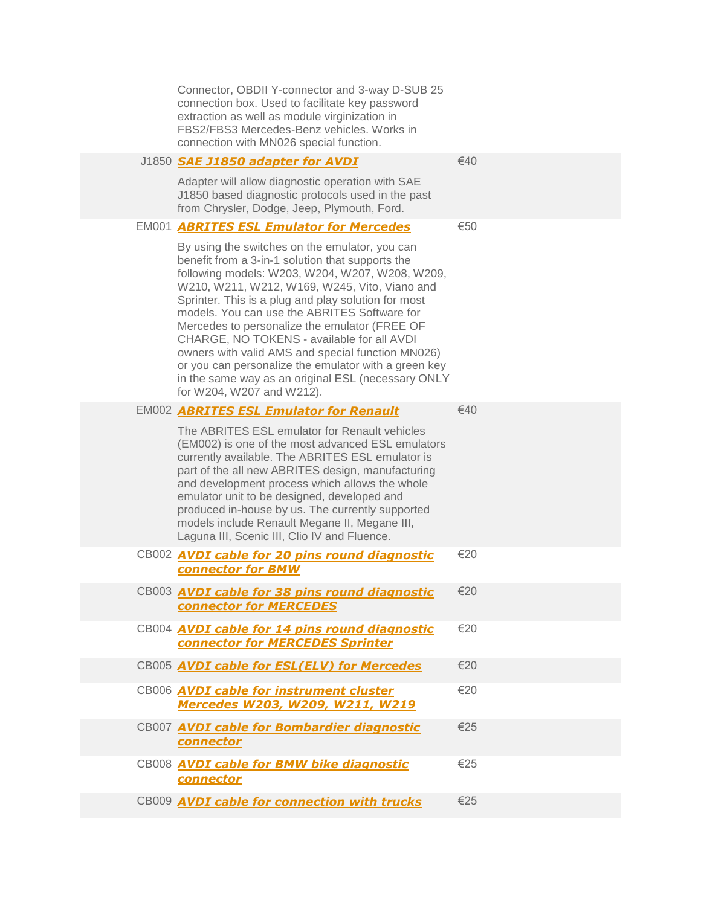| | | |
|---|---|---|
| | Connector, OBDII Y-connector and 3-way D-SUB 25 connection box. Used to facilitate key password extraction as well as module virginization in FBS2/FBS3 Mercedes-Benz vehicles. Works in connection with MN026 special function. | |
| J1850 | ***SAE J1850 adapter for AVDI*** <br><br> Adapter will allow diagnostic operation with SAE J1850 based diagnostic protocols used in the past from Chrysler, Dodge, Jeep, Plymouth, Ford. | €40 |
| EM001 | ***ABRITES ESL Emulator for Mercedes*** <br><br> By using the switches on the emulator, you can benefit from a 3-in-1 solution that supports the following models: W203, W204, W207, W208, W209, W210, W211, W212, W169, W245, Vito, Viano and Sprinter. This is a plug and play solution for most models. You can use the ABRITES Software for Mercedes to personalize the emulator (FREE OF CHARGE, NO TOKENS - available for all AVDI owners with valid AMS and special function MN026) or you can personalize the emulator with a green key in the same way as an original ESL (necessary ONLY for W204, W207 and W212). | €50 |
| EM002 | ***ABRITES ESL Emulator for Renault*** <br><br> The ABRITES ESL emulator for Renault vehicles (EM002) is one of the most advanced ESL emulators currently available. The ABRITES ESL emulator is part of the all new ABRITES design, manufacturing and development process which allows the whole emulator unit to be designed, developed and produced in-house by us. The currently supported models include Renault Megane II, Megane III, Laguna III, Scenic III, Clio IV and Fluence. | €40 |
| CB002 | ***AVDI cable for 20 pins round diagnostic connector for BMW*** | €20 |
| CB003 | ***AVDI cable for 38 pins round diagnostic connector for MERCEDES*** | €20 |
| CB004 | ***AVDI cable for 14 pins round diagnostic connector for MERCEDES Sprinter*** | €20 |
| CB005 | ***AVDI cable for ESL(ELV) for Mercedes*** | €20 |
| CB006 | ***AVDI cable for instrument cluster Mercedes W203, W209, W211, W219*** | €20 |
| CB007 | ***AVDI cable for Bombardier diagnostic connector*** | €25 |
| CB008 | ***AVDI cable for BMW bike diagnostic connector*** | €25 |
| CB009 | ***AVDI cable for connection with trucks*** | €25 |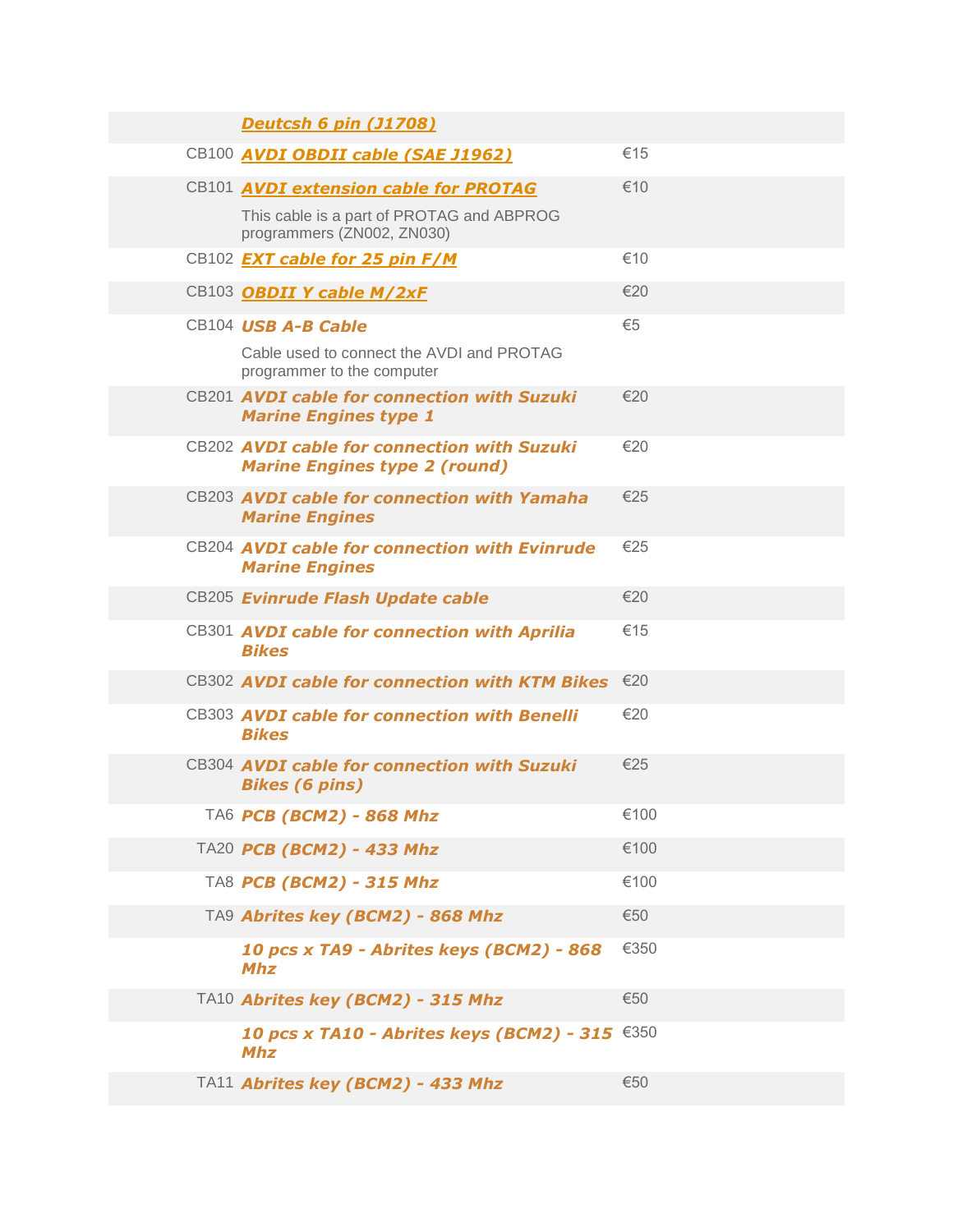| Code | Product | Price |
|---|---|---|
| | ***Deutcsh 6 pin (J1708)*** | |
| CB100 | ***AVDI OBDII cable (SAE J1962)*** | €15 |
| CB101 | ***AVDI extension cable for PROTAG***<br>This cable is a part of PROTAG and ABPROG programmers (ZN002, ZN030) | €10 |
| CB102 | ***EXT cable for 25 pin F/M*** | €10 |
| CB103 | ***OBDII Y cable M/2xF*** | €20 |
| CB104 | ***USB A-B Cable***<br>Cable used to connect the AVDI and PROTAG programmer to the computer | €5 |
| CB201 | ***AVDI cable for connection with Suzuki Marine Engines type 1*** | €20 |
| CB202 | ***AVDI cable for connection with Suzuki Marine Engines type 2 (round)*** | €20 |
| CB203 | ***AVDI cable for connection with Yamaha Marine Engines*** | €25 |
| CB204 | ***AVDI cable for connection with Evinrude Marine Engines*** | €25 |
| CB205 | ***Evinrude Flash Update cable*** | €20 |
| CB301 | ***AVDI cable for connection with Aprilia Bikes*** | €15 |
| CB302 | ***AVDI cable for connection with KTM Bikes*** | €20 |
| CB303 | ***AVDI cable for connection with Benelli Bikes*** | €20 |
| CB304 | ***AVDI cable for connection with Suzuki Bikes (6 pins)*** | €25 |
| TA6 | ***PCB (BCM2) - 868 Mhz*** | €100 |
| TA20 | ***PCB (BCM2) - 433 Mhz*** | €100 |
| TA8 | ***PCB (BCM2) - 315 Mhz*** | €100 |
| TA9 | ***Abrites key (BCM2) - 868 Mhz*** | €50 |
| | ***10 pcs x TA9 - Abrites keys (BCM2) - 868 Mhz*** | €350 |
| TA10 | ***Abrites key (BCM2) - 315 Mhz*** | €50 |
| | ***10 pcs x TA10 - Abrites keys (BCM2) - 315 Mhz*** | €350 |
| TA11 | ***Abrites key (BCM2) - 433 Mhz*** | €50 |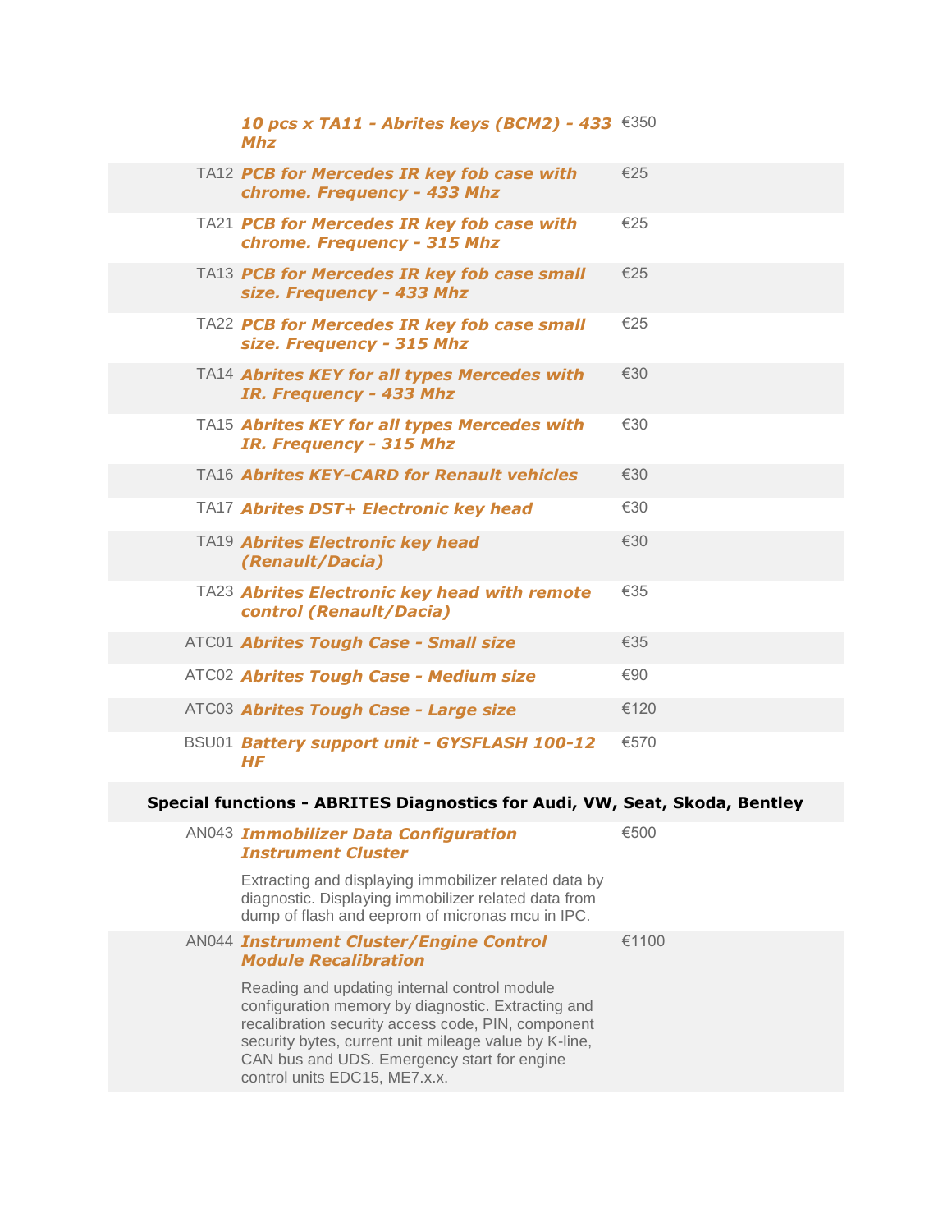| Code | Product | Price |
|---|---|---|
| | ***10 pcs x TA11 - Abrites keys (BCM2) - 433 Mhz*** | €350 |
| TA12 | ***PCB for Mercedes IR key fob case with chrome. Frequency - 433 Mhz*** | €25 |
| TA21 | ***PCB for Mercedes IR key fob case with chrome. Frequency - 315 Mhz*** | €25 |
| TA13 | ***PCB for Mercedes IR key fob case small size. Frequency - 433 Mhz*** | €25 |
| TA22 | ***PCB for Mercedes IR key fob case small size. Frequency - 315 Mhz*** | €25 |
| TA14 | ***Abrites KEY for all types Mercedes with IR. Frequency - 433 Mhz*** | €30 |
| TA15 | ***Abrites KEY for all types Mercedes with IR. Frequency - 315 Mhz*** | €30 |
| TA16 | ***Abrites KEY-CARD for Renault vehicles*** | €30 |
| TA17 | ***Abrites DST+ Electronic key head*** | €30 |
| TA19 | ***Abrites Electronic key head (Renault/Dacia)*** | €30 |
| TA23 | ***Abrites Electronic key head with remote control (Renault/Dacia)*** | €35 |
| ATC01 | ***Abrites Tough Case - Small size*** | €35 |
| ATC02 | ***Abrites Tough Case - Medium size*** | €90 |
| ATC03 | ***Abrites Tough Case - Large size*** | €120 |
| BSU01 | ***Battery support unit - GYSFLASH 100-12 HF*** | €570 |

## Special functions - ABRITES Diagnostics for Audi, VW, Seat, Skoda, Bentley

| Code | Product | Price |
|---|---|---|
| AN043 | ***Immobilizer Data Configuration Instrument Cluster***<br><br>Extracting and displaying immobilizer related data by diagnostic. Displaying immobilizer related data from dump of flash and eeprom of micronas mcu in IPC. | €500 |
| AN044 | ***Instrument Cluster/Engine Control Module Recalibration***<br><br>Reading and updating internal control module configuration memory by diagnostic. Extracting and recalibration security access code, PIN, component security bytes, current unit mileage value by K-line, CAN bus and UDS. Emergency start for engine control units EDC15, ME7.x.x. | €1100 |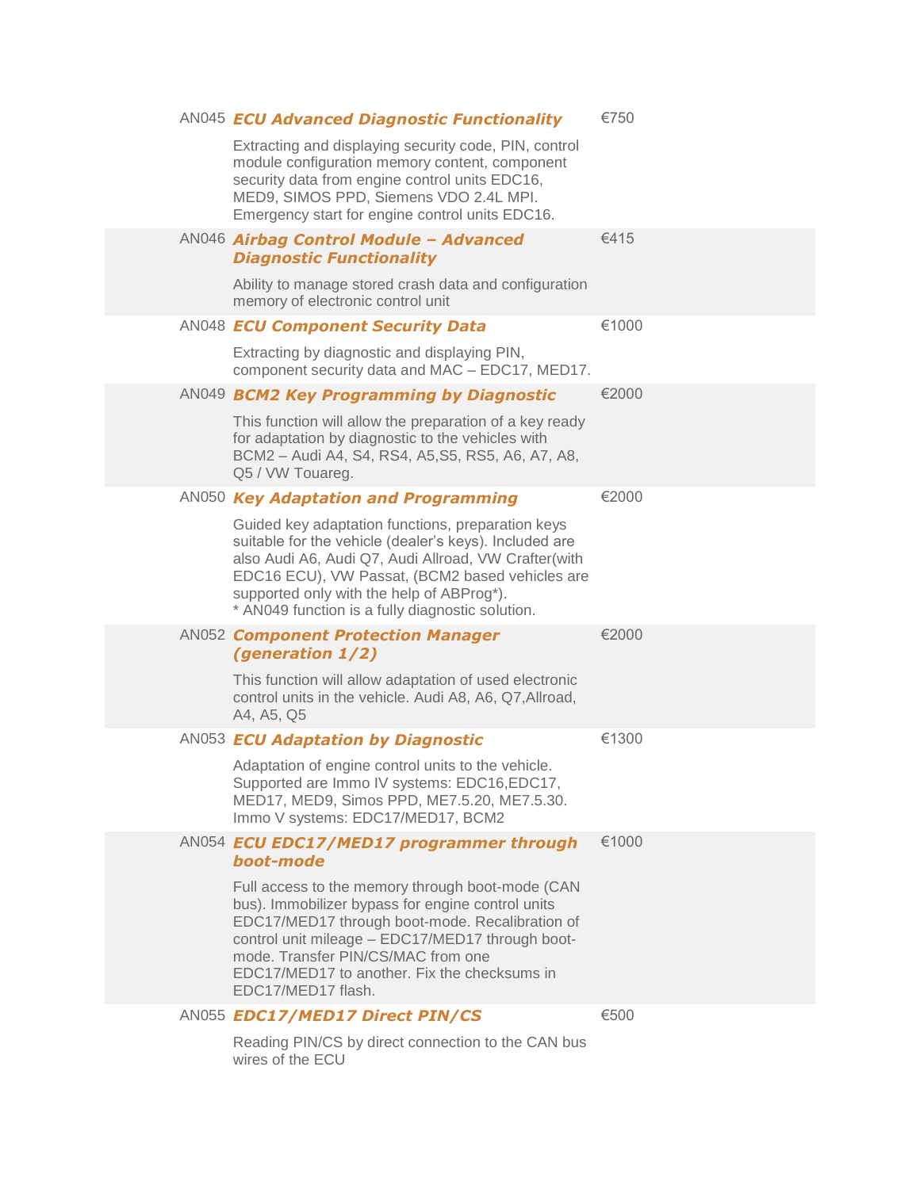| Code | Function | Price |
|---|---|---|
| AN045 | ***ECU Advanced Diagnostic Functionality***<br><br>Extracting and displaying security code, PIN, control module configuration memory content, component security data from engine control units EDC16, MED9, SIMOS PPD, Siemens VDO 2.4L MPI. Emergency start for engine control units EDC16. | €750 |
| AN046 | ***Airbag Control Module – Advanced Diagnostic Functionality***<br><br>Ability to manage stored crash data and configuration memory of electronic control unit | €415 |
| AN048 | ***ECU Component Security Data***<br><br>Extracting by diagnostic and displaying PIN, component security data and MAC – EDC17, MED17. | €1000 |
| AN049 | ***BCM2 Key Programming by Diagnostic***<br><br>This function will allow the preparation of a key ready for adaptation by diagnostic to the vehicles with BCM2 – Audi A4, S4, RS4, A5,S5, RS5, A6, A7, A8, Q5 / VW Touareg. | €2000 |
| AN050 | ***Key Adaptation and Programming***<br><br>Guided key adaptation functions, preparation keys suitable for the vehicle (dealer's keys). Included are also Audi A6, Audi Q7, Audi Allroad, VW Crafter(with EDC16 ECU), VW Passat, (BCM2 based vehicles are supported only with the help of ABProg*).<br>* AN049 function is a fully diagnostic solution. | €2000 |
| AN052 | ***Component Protection Manager (generation 1/2)***<br><br>This function will allow adaptation of used electronic control units in the vehicle. Audi A8, A6, Q7,Allroad, A4, A5, Q5 | €2000 |
| AN053 | ***ECU Adaptation by Diagnostic***<br><br>Adaptation of engine control units to the vehicle. Supported are Immo IV systems: EDC16,EDC17, MED17, MED9, Simos PPD, ME7.5.20, ME7.5.30. Immo V systems: EDC17/MED17, BCM2 | €1300 |
| AN054 | ***ECU EDC17/MED17 programmer through boot-mode***<br><br>Full access to the memory through boot-mode (CAN bus). Immobilizer bypass for engine control units EDC17/MED17 through boot-mode. Recalibration of control unit mileage – EDC17/MED17 through boot-mode. Transfer PIN/CS/MAC from one EDC17/MED17 to another. Fix the checksums in EDC17/MED17 flash. | €1000 |
| AN055 | ***EDC17/MED17 Direct PIN/CS***<br><br>Reading PIN/CS by direct connection to the CAN bus wires of the ECU | €500 |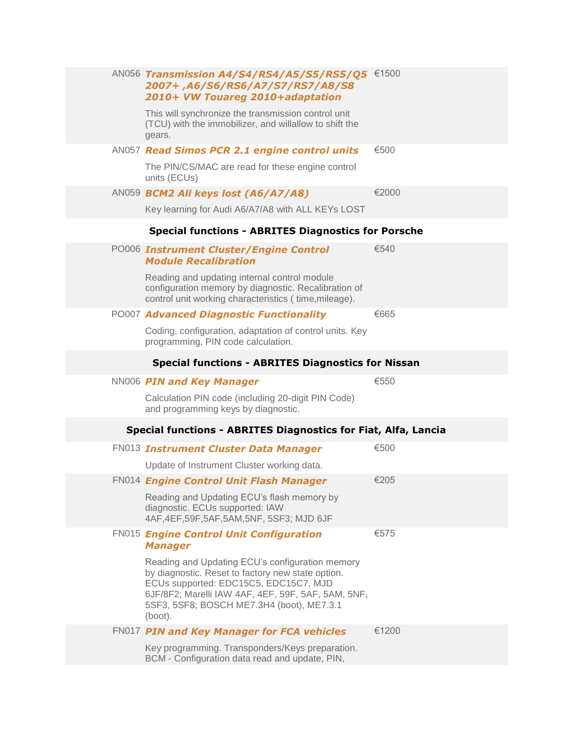| Code | Function | Price |
|---|---|---|
| AN056 | ***Transmission A4/S4/RS4/A5/S5/RS5/Q5 2007+ ,A6/S6/RS6/A7/S7/RS7/A8/S8 2010+ VW Touareg 2010+adaptation***<br><br>This will synchronize the transmission control unit (TCU) with the immobilizer, and willallow to shift the gears. | €1500 |
| AN057 | ***Read Simos PCR 2.1 engine control units***<br><br>The PIN/CS/MAC are read for these engine control units (ECUs) | €500 |
| AN059 | ***BCM2 All keys lost (A6/A7/A8)***<br><br>Key learning for Audi A6/A7/A8 with ALL KEYs LOST | €2000 |

## Special functions - ABRITES Diagnostics for Porsche

| Code | Function | Price |
|---|---|---|
| PO006 | ***Instrument Cluster/Engine Control Module Recalibration***<br><br>Reading and updating internal control module configuration memory by diagnostic. Recalibration of control unit working characteristics ( time,mileage). | €540 |
| PO007 | ***Advanced Diagnostic Functionality***<br><br>Coding, configuration, adaptation of control units. Key programming, PIN code calculation. | €665 |

## Special functions - ABRITES Diagnostics for Nissan

| Code | Function | Price |
|---|---|---|
| NN006 | ***PIN and Key Manager***<br><br>Calculation PIN code (including 20-digit PIN Code) and programming keys by diagnostic. | €550 |

## Special functions - ABRITES Diagnostics for Fiat, Alfa, Lancia

| Code | Function | Price |
|---|---|---|
| FN013 | ***Instrument Cluster Data Manager***<br><br>Update of Instrument Cluster working data. | €500 |
| FN014 | ***Engine Control Unit Flash Manager***<br><br>Reading and Updating ECU's flash memory by diagnostic. ECUs supported: IAW 4AF,4EF,59F,5AF,5AM,5NF, 5SF3; MJD 6JF | €205 |
| FN015 | ***Engine Control Unit Configuration Manager***<br><br>Reading and Updating ECU's configuration memory by diagnostic. Reset to factory new state option. ECUs supported: EDC15C5, EDC15C7, MJD 6JF/8F2; Marelli IAW 4AF, 4EF, 59F, 5AF, 5AM, 5NF, 5SF3, 5SF8; BOSCH ME7.3H4 (boot), ME7.3.1 (boot). | €575 |
| FN017 | ***PIN and Key Manager for FCA vehicles***<br><br>Key programming. Transponders/Keys preparation. BCM - Configuration data read and update, PIN, | €1200 |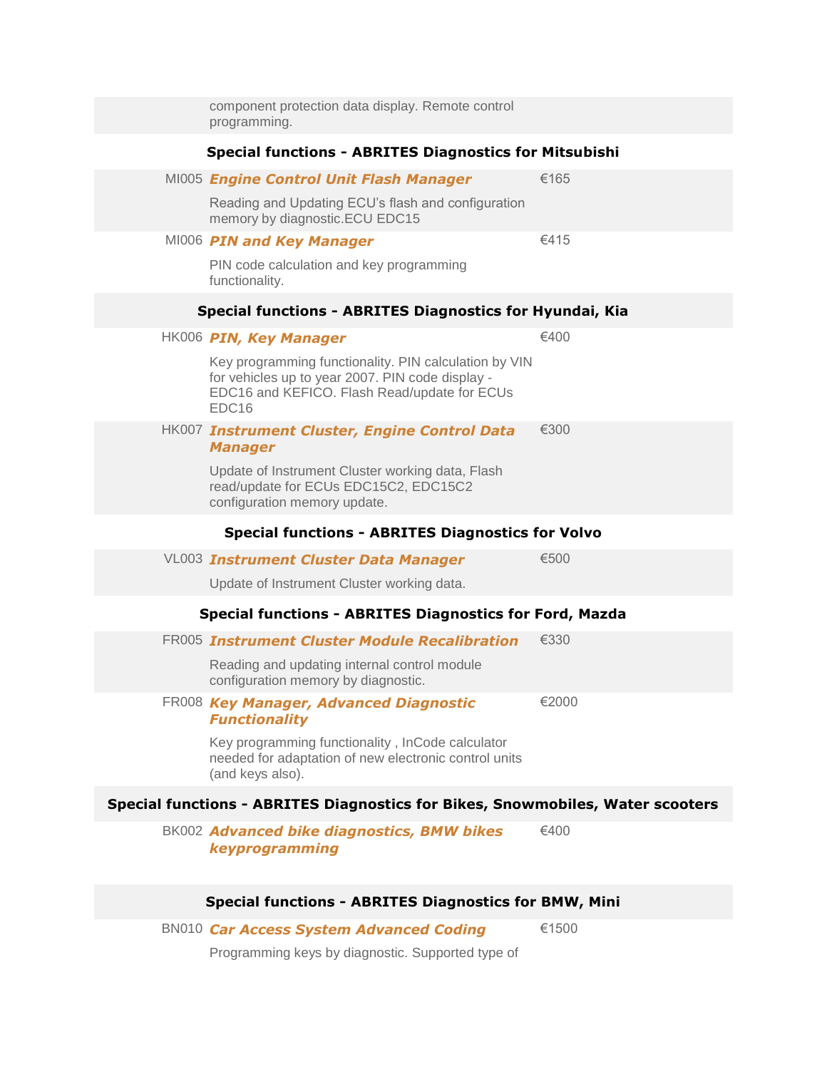component protection data display. Remote control programming.

### Special functions - ABRITES Diagnostics for Mitsubishi

| Code | Function | Price |
| --- | --- | --- |
| MI005 | ***Engine Control Unit Flash Manager***<br>Reading and Updating ECU's flash and configuration memory by diagnostic.ECU EDC15 | €165 |
| MI006 | ***PIN and Key Manager***<br>PIN code calculation and key programming functionality. | €415 |

### Special functions - ABRITES Diagnostics for Hyundai, Kia

| Code | Function | Price |
| --- | --- | --- |
| HK006 | ***PIN, Key Manager***<br>Key programming functionality. PIN calculation by VIN for vehicles up to year 2007. PIN code display - EDC16 and KEFICO. Flash Read/update for ECUs EDC16 | €400 |
| HK007 | ***Instrument Cluster, Engine Control Data Manager***<br>Update of Instrument Cluster working data, Flash read/update for ECUs EDC15C2, EDC15C2 configuration memory update. | €300 |

### Special functions - ABRITES Diagnostics for Volvo

| Code | Function | Price |
| --- | --- | --- |
| VL003 | ***Instrument Cluster Data Manager***<br>Update of Instrument Cluster working data. | €500 |

### Special functions - ABRITES Diagnostics for Ford, Mazda

| Code | Function | Price |
| --- | --- | --- |
| FR005 | ***Instrument Cluster Module Recalibration***<br>Reading and updating internal control module configuration memory by diagnostic. | €330 |
| FR008 | ***Key Manager, Advanced Diagnostic Functionality***<br>Key programming functionality , InCode calculator needed for adaptation of new electronic control units (and keys also). | €2000 |

### Special functions - ABRITES Diagnostics for Bikes, Snowmobiles, Water scooters

| Code | Function | Price |
| --- | --- | --- |
| BK002 | ***Advanced bike diagnostics, BMW bikes keyprogramming*** | €400 |

### Special functions - ABRITES Diagnostics for BMW, Mini

| Code | Function | Price |
| --- | --- | --- |
| BN010 | ***Car Access System Advanced Coding***<br>Programming keys by diagnostic. Supported type of | €1500 |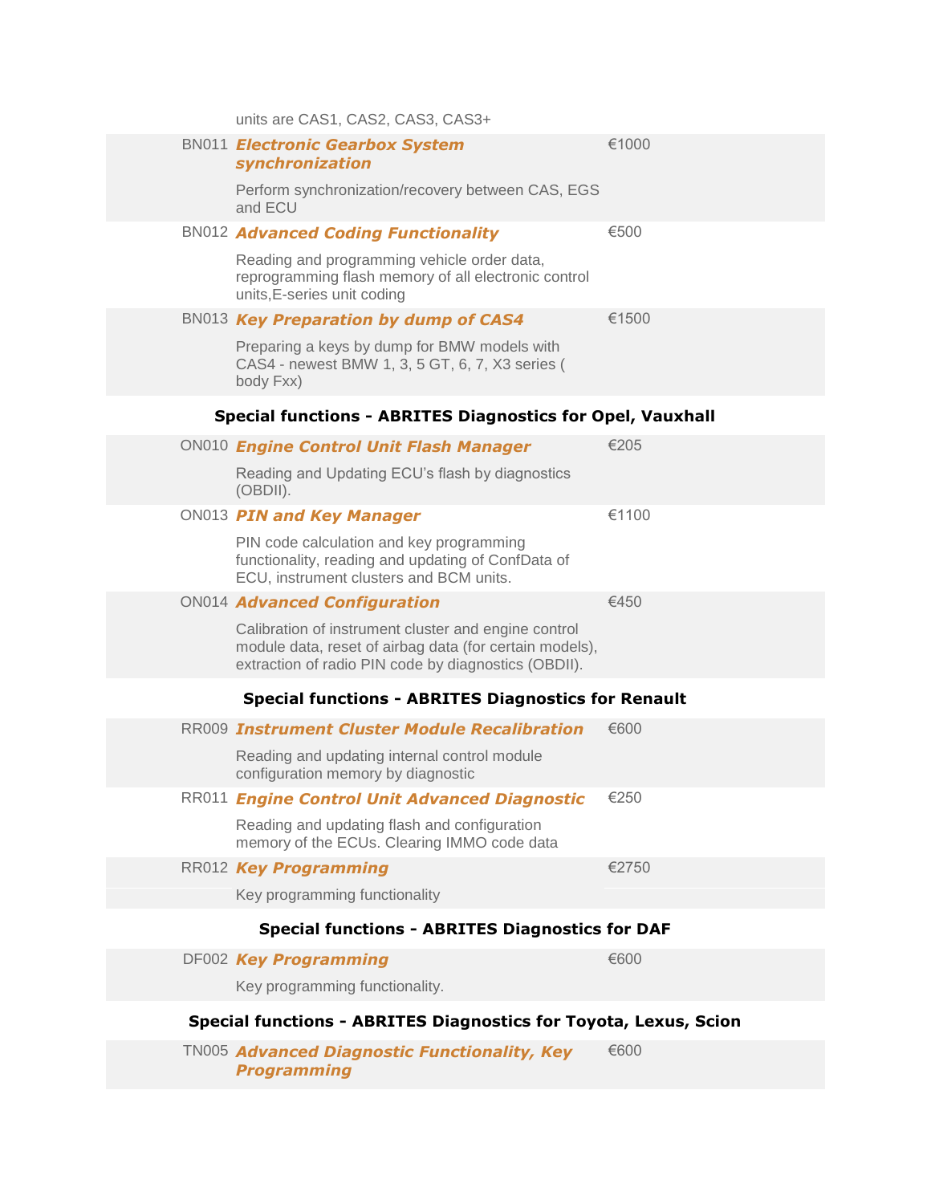| | | |
|---|---|---|
| | units are CAS1, CAS2, CAS3, CAS3+ | |
| BN011 | ***Electronic Gearbox System synchronization***<br>Perform synchronization/recovery between CAS, EGS and ECU | €1000 |
| BN012 | ***Advanced Coding Functionality***<br>Reading and programming vehicle order data, reprogramming flash memory of all electronic control units,E-series unit coding | €500 |
| BN013 | ***Key Preparation by dump of CAS4***<br>Preparing a keys by dump for BMW models with CAS4 - newest BMW 1, 3, 5 GT, 6, 7, X3 series ( body Fxx) | €1500 |

**Special functions - ABRITES Diagnostics for Opel, Vauxhall**

| | | |
|---|---|---|
| ON010 | ***Engine Control Unit Flash Manager***<br>Reading and Updating ECU's flash by diagnostics (OBDII). | €205 |
| ON013 | ***PIN and Key Manager***<br>PIN code calculation and key programming functionality, reading and updating of ConfData of ECU, instrument clusters and BCM units. | €1100 |
| ON014 | ***Advanced Configuration***<br>Calibration of instrument cluster and engine control module data, reset of airbag data (for certain models), extraction of radio PIN code by diagnostics (OBDII). | €450 |

**Special functions - ABRITES Diagnostics for Renault**

| | | |
|---|---|---|
| RR009 | ***Instrument Cluster Module Recalibration***<br>Reading and updating internal control module configuration memory by diagnostic | €600 |
| RR011 | ***Engine Control Unit Advanced Diagnostic***<br>Reading and updating flash and configuration memory of the ECUs. Clearing IMMO code data | €250 |
| RR012 | ***Key Programming***<br>Key programming functionality | €2750 |

**Special functions - ABRITES Diagnostics for DAF**

| | | |
|---|---|---|
| DF002 | ***Key Programming***<br>Key programming functionality. | €600 |

**Special functions - ABRITES Diagnostics for Toyota, Lexus, Scion**

| | | |
|---|---|---|
| TN005 | ***Advanced Diagnostic Functionality, Key Programming*** | €600 |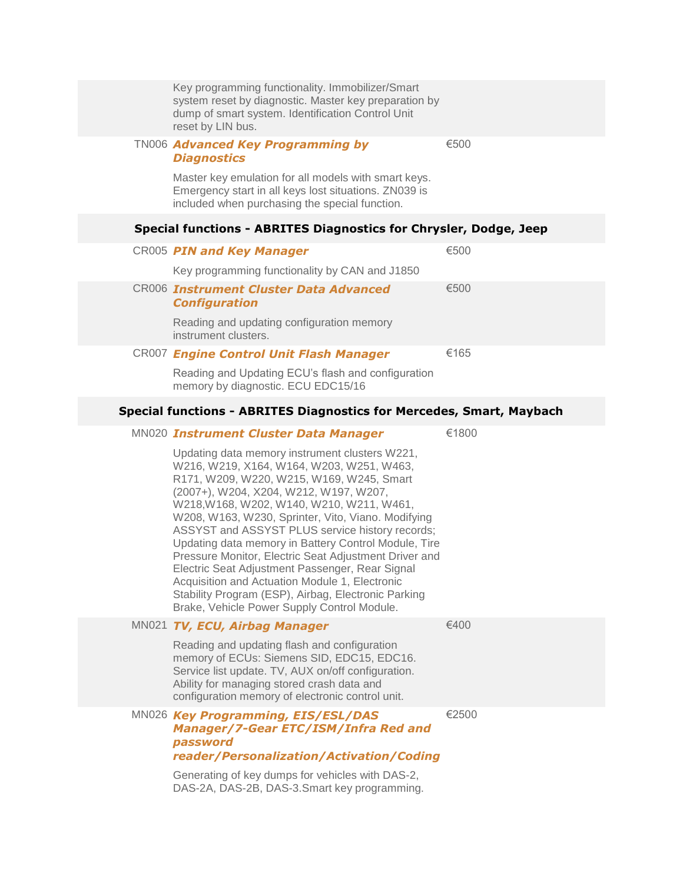| | | |
|---|---|---|
| | Key programming functionality. Immobilizer/Smart system reset by diagnostic. Master key preparation by dump of smart system. Identification Control Unit reset by LIN bus. | |
| TN006 | ***Advanced Key Programming by Diagnostics***<br><br>Master key emulation for all models with smart keys. Emergency start in all keys lost situations. ZN039 is included when purchasing the special function. | €500 |

## Special functions - ABRITES Diagnostics for Chrysler, Dodge, Jeep

| | | |
|---|---|---|
| CR005 | ***PIN and Key Manager***<br><br>Key programming functionality by CAN and J1850 | €500 |
| CR006 | ***Instrument Cluster Data Advanced Configuration***<br><br>Reading and updating configuration memory instrument clusters. | €500 |
| CR007 | ***Engine Control Unit Flash Manager***<br><br>Reading and Updating ECU's flash and configuration memory by diagnostic. ECU EDC15/16 | €165 |

## Special functions - ABRITES Diagnostics for Mercedes, Smart, Maybach

| | | |
|---|---|---|
| MN020 | ***Instrument Cluster Data Manager***<br><br>Updating data memory instrument clusters W221, W216, W219, X164, W164, W203, W251, W463, R171, W209, W220, W215, W169, W245, Smart (2007+), W204, X204, W212, W197, W207, W218,W168, W202, W140, W210, W211, W461, W208, W163, W230, Sprinter, Vito, Viano. Modifying ASSYST and ASSYST PLUS service history records; Updating data memory in Battery Control Module, Tire Pressure Monitor, Electric Seat Adjustment Driver and Electric Seat Adjustment Passenger, Rear Signal Acquisition and Actuation Module 1, Electronic Stability Program (ESP), Airbag, Electronic Parking Brake, Vehicle Power Supply Control Module. | €1800 |
| MN021 | ***TV, ECU, Airbag Manager***<br><br>Reading and updating flash and configuration memory of ECUs: Siemens SID, EDC15, EDC16. Service list update. TV, AUX on/off configuration. Ability for managing stored crash data and configuration memory of electronic control unit. | €400 |
| MN026 | ***Key Programming, EIS/ESL/DAS Manager/7-Gear ETC/ISM/Infra Red and password reader/Personalization/Activation/Coding***<br><br>Generating of key dumps for vehicles with DAS-2, DAS-2A, DAS-2B, DAS-3.Smart key programming. | €2500 |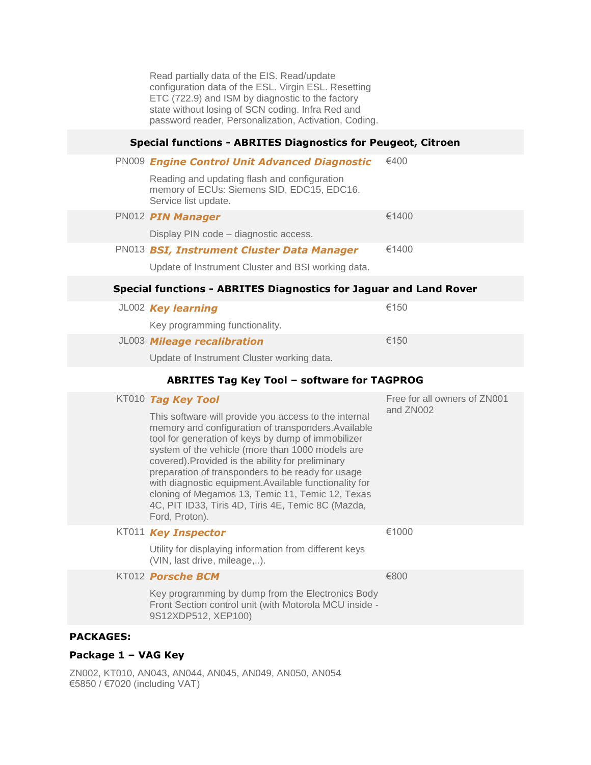| | | |
|---|---|---|
| | Read partially data of the EIS. Read/update configuration data of the ESL. Virgin ESL. Resetting ETC (722.9) and ISM by diagnostic to the factory state without losing of SCN coding. Infra Red and password reader, Personalization, Activation, Coding. | |

**Special functions - ABRITES Diagnostics for Peugeot, Citroen**

| Code | Function | Price |
|---|---|---|
| PN009 | ***Engine Control Unit Advanced Diagnostic***<br>Reading and updating flash and configuration memory of ECUs: Siemens SID, EDC15, EDC16. Service list update. | €400 |
| PN012 | ***PIN Manager***<br>Display PIN code – diagnostic access. | €1400 |
| PN013 | ***BSI, Instrument Cluster Data Manager***<br>Update of Instrument Cluster and BSI working data. | €1400 |

**Special functions - ABRITES Diagnostics for Jaguar and Land Rover**

| Code | Function | Price |
|---|---|---|
| JL002 | ***Key learning***<br>Key programming functionality. | €150 |
| JL003 | ***Mileage recalibration***<br>Update of Instrument Cluster working data. | €150 |

**ABRITES Tag Key Tool – software for TAGPROG**

| Code | Function | Price |
|---|---|---|
| KT010 | ***Tag Key Tool***<br>This software will provide you access to the internal memory and configuration of transponders.Available tool for generation of keys by dump of immobilizer system of the vehicle (more than 1000 models are covered).Provided is the ability for preliminary preparation of transponders to be ready for usage with diagnostic equipment.Available functionality for cloning of Megamos 13, Temic 11, Temic 12, Texas 4C, PIT ID33, Tiris 4D, Tiris 4E, Temic 8C (Mazda, Ford, Proton). | Free for all owners of ZN001 and ZN002 |
| KT011 | ***Key Inspector***<br>Utility for displaying information from different keys (VIN, last drive, mileage,..). | €1000 |
| KT012 | ***Porsche BCM***<br>Key programming by dump from the Electronics Body Front Section control unit (with Motorola MCU inside - 9S12XDP512, XEP100) | €800 |

**PACKAGES:**

**Package 1 – VAG Key**

ZN002, KT010, AN043, AN044, AN045, AN049, AN050, AN054
€5850 / €7020 (including VAT)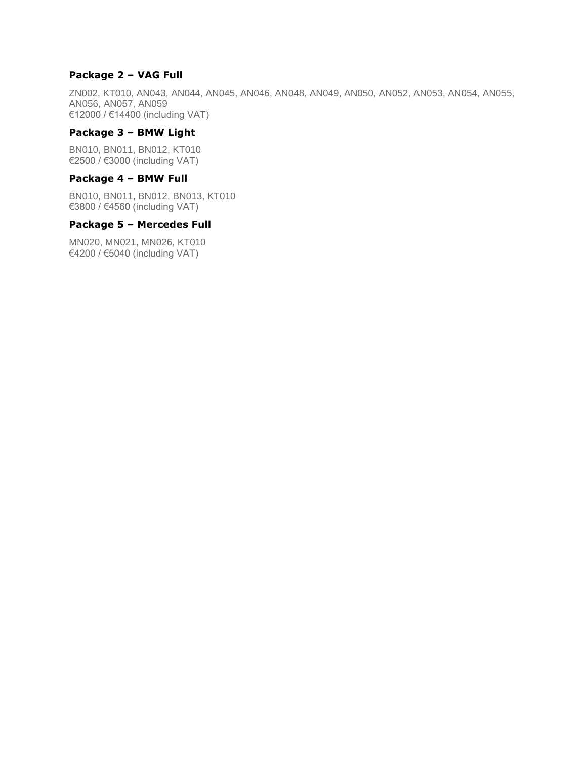### Package 2 – VAG Full

ZN002, KT010, AN043, AN044, AN045, AN046, AN048, AN049, AN050, AN052, AN053, AN054, AN055, AN056, AN057, AN059
€12000 / €14400 (including VAT)

### Package 3 – BMW Light

BN010, BN011, BN012, KT010
€2500 / €3000 (including VAT)

### Package 4 – BMW Full

BN010, BN011, BN012, BN013, KT010
€3800 / €4560 (including VAT)

### Package 5 – Mercedes Full

MN020, MN021, MN026, KT010
€4200 / €5040 (including VAT)